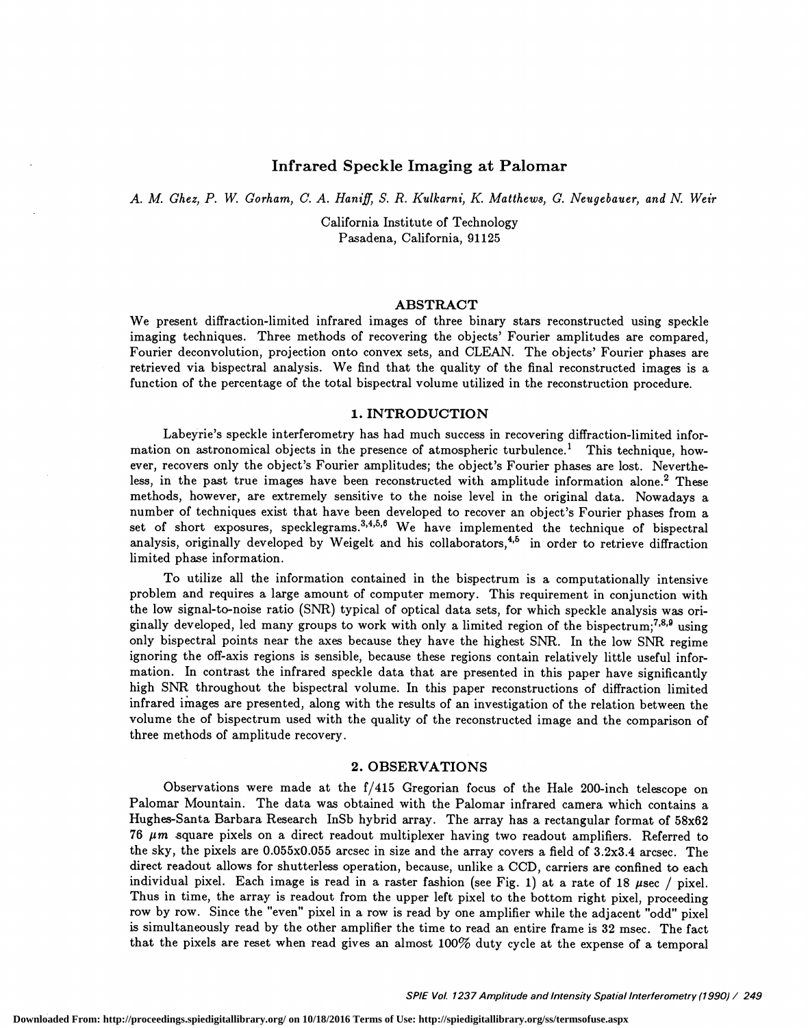# Infrared Speckle Imaging at Palomar

*A. M. Ghez, P. W. Gorham, C. A. Haniff, S. R. Kulkarni, K. Matthews, G. Neugebauer, and N. Weir*

California Institute of Technology
Pasadena, California, 91125

## ABSTRACT

We present diffraction-limited infrared images of three binary stars reconstructed using speckle imaging techniques. Three methods of recovering the objects' Fourier amplitudes are compared, Fourier deconvolution, projection onto convex sets, and CLEAN. The objects' Fourier phases are retrieved via bispectral analysis. We find that the quality of the final reconstructed images is a function of the percentage of the total bispectral volume utilized in the reconstruction procedure.

## 1. INTRODUCTION

Labeyrie's speckle interferometry has had much success in recovering diffraction-limited information on astronomical objects in the presence of atmospheric turbulence.[1] This technique, however, recovers only the object's Fourier amplitudes; the object's Fourier phases are lost. Nevertheless, in the past true images have been reconstructed with amplitude information alone.[2] These methods, however, are extremely sensitive to the noise level in the original data. Nowadays a number of techniques exist that have been developed to recover an object's Fourier phases from a set of short exposures, specklegrams.[3,4,5,6] We have implemented the technique of bispectral analysis, originally developed by Weigelt and his collaborators,[4,5] in order to retrieve diffraction limited phase information.

To utilize all the information contained in the bispectrum is a computationally intensive problem and requires a large amount of computer memory. This requirement in conjunction with the low signal-to-noise ratio (SNR) typical of optical data sets, for which speckle analysis was originally developed, led many groups to work with only a limited region of the bispectrum;[7,8,9] using only bispectral points near the axes because they have the highest SNR. In the low SNR regime ignoring the off-axis regions is sensible, because these regions contain relatively little useful information. In contrast the infrared speckle data that are presented in this paper have significantly high SNR throughout the bispectral volume. In this paper reconstructions of diffraction limited infrared images are presented, along with the results of an investigation of the relation between the volume the of bispectrum used with the quality of the reconstructed image and the comparison of three methods of amplitude recovery.

## 2. OBSERVATIONS

Observations were made at the f/415 Gregorian focus of the Hale 200-inch telescope on Palomar Mountain. The data was obtained with the Palomar infrared camera which contains a Hughes-Santa Barbara Research InSb hybrid array. The array has a rectangular format of 58x62 76 $\mu m$ square pixels on a direct readout multiplexer having two readout amplifiers. Referred to the sky, the pixels are 0.055x0.055 arcsec in size and the array covers a field of 3.2x3.4 arcsec. The direct readout allows for shutterless operation, because, unlike a CCD, carriers are confined to each individual pixel. Each image is read in a raster fashion (see Fig. 1) at a rate of 18 $\mu$sec / pixel. Thus in time, the array is readout from the upper left pixel to the bottom right pixel, proceeding row by row. Since the "even" pixel in a row is read by one amplifier while the adjacent "odd" pixel is simultaneously read by the other amplifier the time to read an entire frame is 32 msec. The fact that the pixels are reset when read gives an almost 100% duty cycle at the expense of a temporal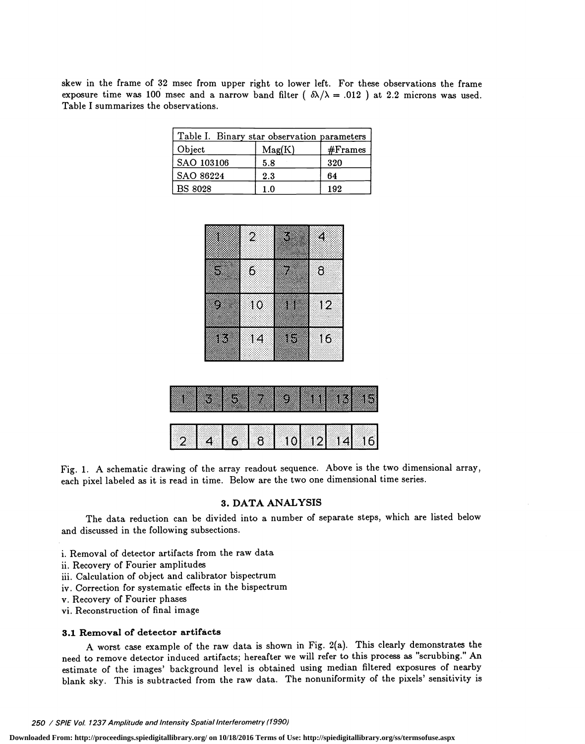skew in the frame of 32 msec from upper right to lower left. For these observations the frame exposure time was 100 msec and a narrow band filter ( $\delta\lambda/\lambda = .012$ ) at 2.2 microns was used. Table I summarizes the observations.

Table I. Binary star observation parameters

| Object | Mag(K) | #Frames |
|---|---|---|
| SAO 103106 | 5.8 | 320 |
| SAO 86224 | 2.3 | 64 |
| BS 8028 | 1.0 | 192 |

| 1 | 2 | 3 | 4 |
|---|---|---|---|
| 5 | 6 | 7 | 8 |
| 9 | 10 | 11 | 12 |
| 13 | 14 | 15 | 16 |

| 1 | 3 | 5 | 7 | 9 | 11 | 13 | 15 |
|---|---|---|---|---|---|---|---|

| 2 | 4 | 6 | 8 | 10 | 12 | 14 | 16 |
|---|---|---|---|---|---|---|---|

Fig. 1. A schematic drawing of the array readout sequence. Above is the two dimensional array, each pixel labeled as it is read in time. Below are the two one dimensional time series.

## 3. DATA ANALYSIS

The data reduction can be divided into a number of separate steps, which are listed below and discussed in the following subsections.

i. Removal of detector artifacts from the raw data
ii. Recovery of Fourier amplitudes
iii. Calculation of object and calibrator bispectrum
iv. Correction for systematic effects in the bispectrum
v. Recovery of Fourier phases
vi. Reconstruction of final image

### 3.1 Removal of detector artifacts

A worst case example of the raw data is shown in Fig. 2(a). This clearly demonstrates the need to remove detector induced artifacts; hereafter we will refer to this process as "scrubbing." An estimate of the images' background level is obtained using median filtered exposures of nearby blank sky. This is subtracted from the raw data. The nonuniformity of the pixels' sensitivity is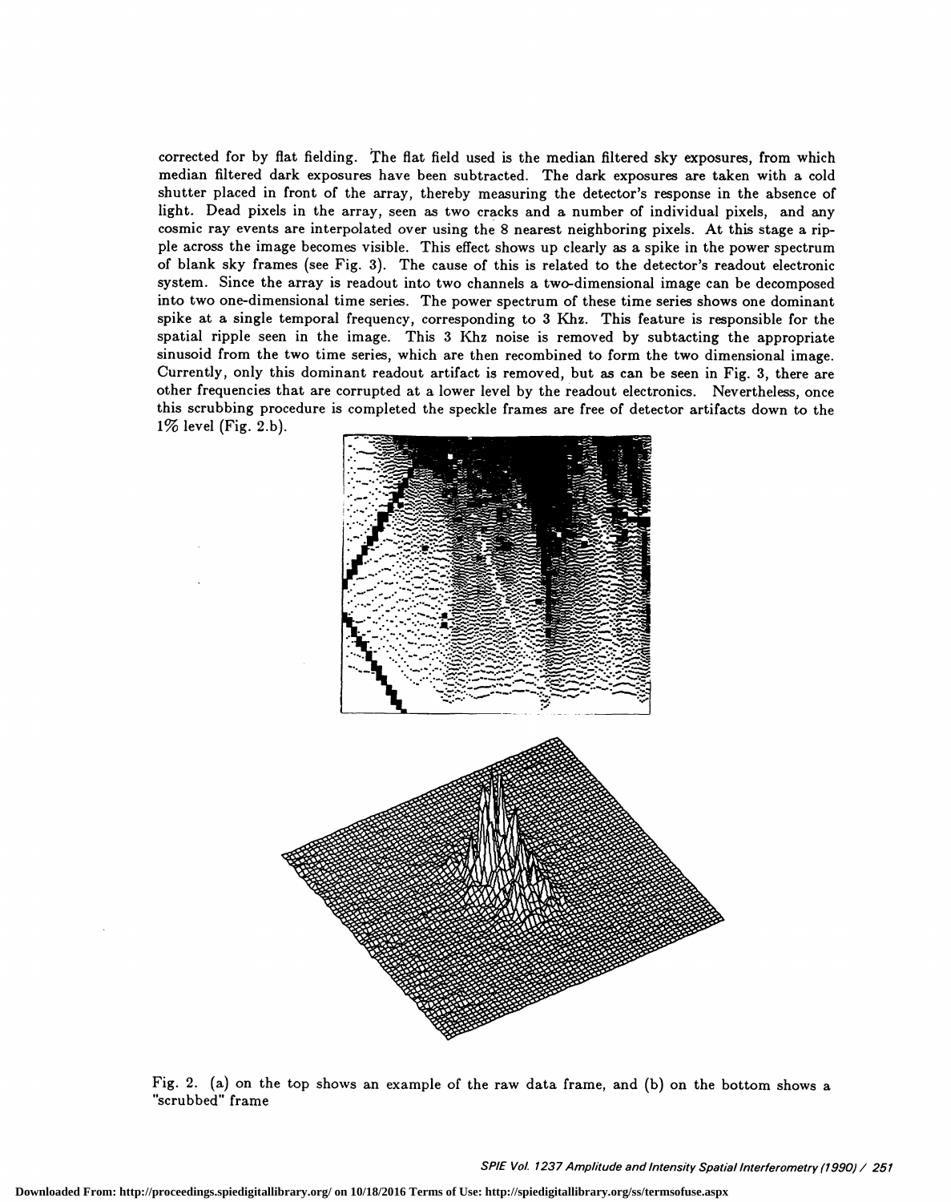corrected for by flat fielding. The flat field used is the median filtered sky exposures, from which median filtered dark exposures have been subtracted. The dark exposures are taken with a cold shutter placed in front of the array, thereby measuring the detector's response in the absence of light. Dead pixels in the array, seen as two cracks and a number of individual pixels, and any cosmic ray events are interpolated over using the 8 nearest neighboring pixels. At this stage a ripple across the image becomes visible. This effect shows up clearly as a spike in the power spectrum of blank sky frames (see Fig. 3). The cause of this is related to the detector's readout electronic system. Since the array is readout into two channels a two-dimensional image can be decomposed into two one-dimensional time series. The power spectrum of these time series shows one dominant spike at a single temporal frequency, corresponding to 3 Khz. This feature is responsible for the spatial ripple seen in the image. This 3 Khz noise is removed by subtacting the appropriate sinusoid from the two time series, which are then recombined to form the two dimensional image. Currently, only this dominant readout artifact is removed, but as can be seen in Fig. 3, there are other frequencies that are corrupted at a lower level by the readout electronics. Nevertheless, once this scrubbing procedure is completed the speckle frames are free of detector artifacts down to the 1% level (Fig. 2.b).

Fig. 2. (a) on the top shows an example of the raw data frame, and (b) on the bottom shows a "scrubbed" frame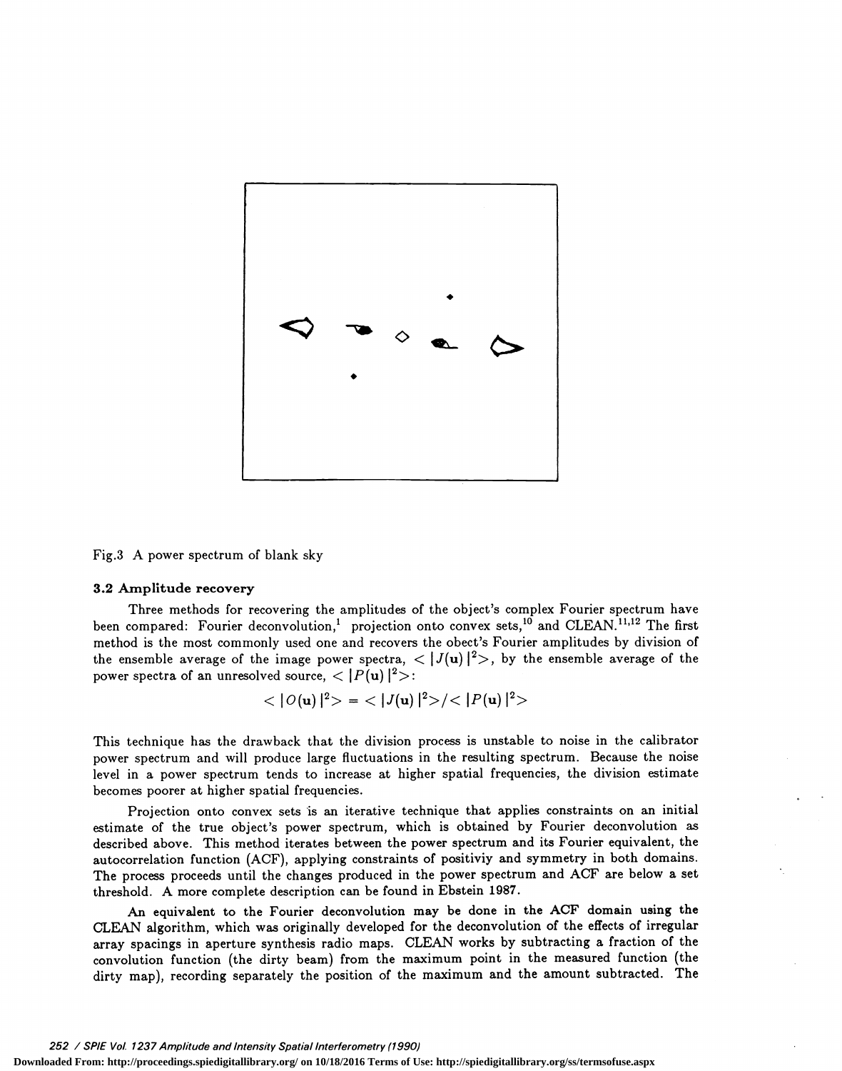Fig.3 A power spectrum of blank sky

### 3.2 Amplitude recovery

Three methods for recovering the amplitudes of the object's complex Fourier spectrum have been compared: Fourier deconvolution,[1] projection onto convex sets,[10] and CLEAN.[11,12] The first method is the most commonly used one and recovers the obect's Fourier amplitudes by division of the ensemble average of the image power spectra, $<|J(\mathbf{u})|^2>$, by the ensemble average of the power spectra of an unresolved source, $<|P(\mathbf{u})|^2>$:

$$<|O(\mathbf{u})|^2> = <|J(\mathbf{u})|^2>/<|P(\mathbf{u})|^2>$$

This technique has the drawback that the division process is unstable to noise in the calibrator power spectrum and will produce large fluctuations in the resulting spectrum. Because the noise level in a power spectrum tends to increase at higher spatial frequencies, the division estimate becomes poorer at higher spatial frequencies.

Projection onto convex sets is an iterative technique that applies constraints on an initial estimate of the true object's power spectrum, which is obtained by Fourier deconvolution as described above. This method iterates between the power spectrum and its Fourier equivalent, the autocorrelation function (ACF), applying constraints of positiviy and symmetry in both domains. The process proceeds until the changes produced in the power spectrum and ACF are below a set threshold. A more complete description can be found in Ebstein 1987.

An equivalent to the Fourier deconvolution may be done in the ACF domain using the CLEAN algorithm, which was originally developed for the deconvolution of the effects of irregular array spacings in aperture synthesis radio maps. CLEAN works by subtracting a fraction of the convolution function (the dirty beam) from the maximum point in the measured function (the dirty map), recording separately the position of the maximum and the amount subtracted. The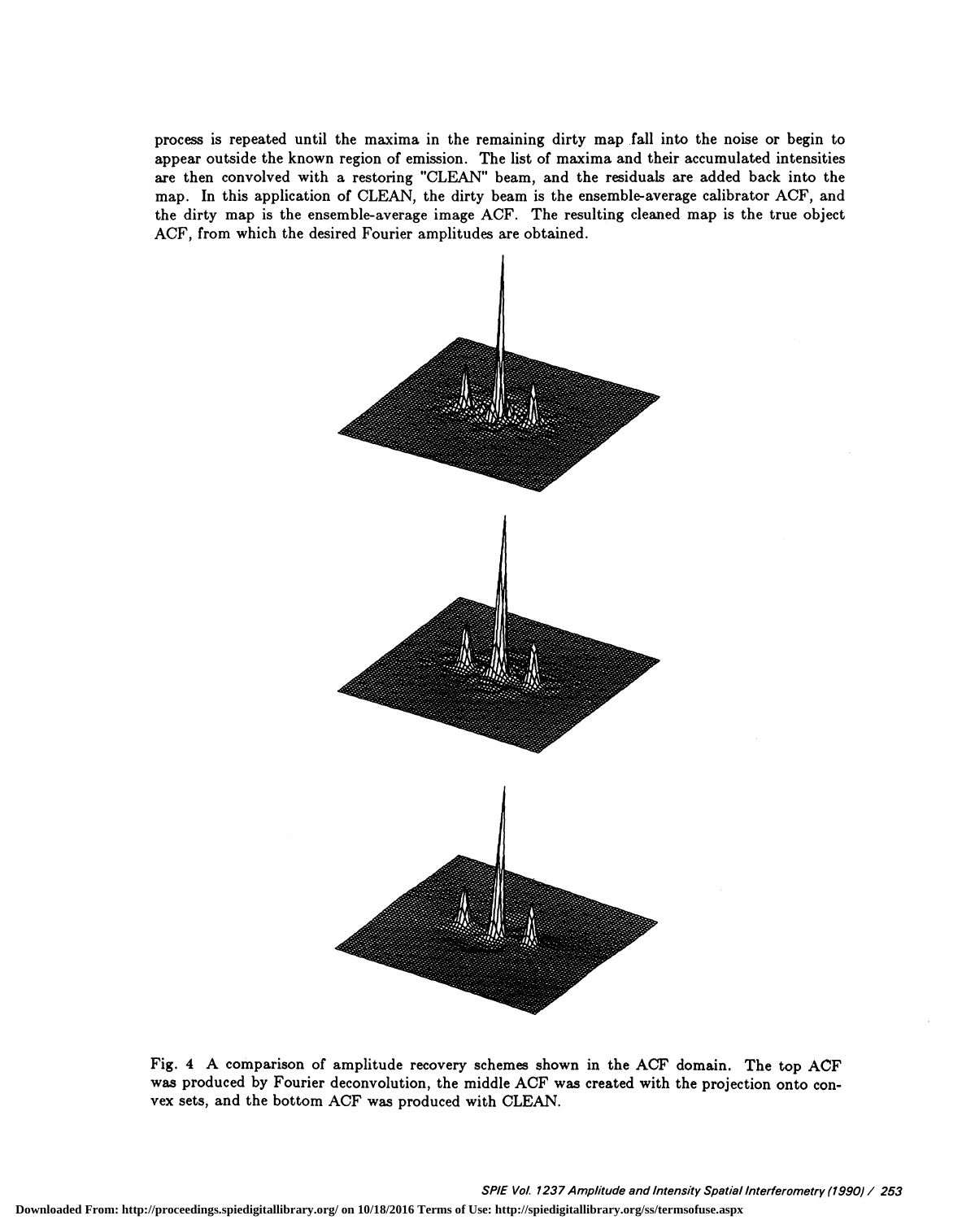process is repeated until the maxima in the remaining dirty map fall into the noise or begin to appear outside the known region of emission. The list of maxima and their accumulated intensities are then convolved with a restoring "CLEAN" beam, and the residuals are added back into the map. In this application of CLEAN, the dirty beam is the ensemble-average calibrator ACF, and the dirty map is the ensemble-average image ACF. The resulting cleaned map is the true object ACF, from which the desired Fourier amplitudes are obtained.

Fig. 4 A comparison of amplitude recovery schemes shown in the ACF domain. The top ACF was produced by Fourier deconvolution, the middle ACF was created with the projection onto convex sets, and the bottom ACF was produced with CLEAN.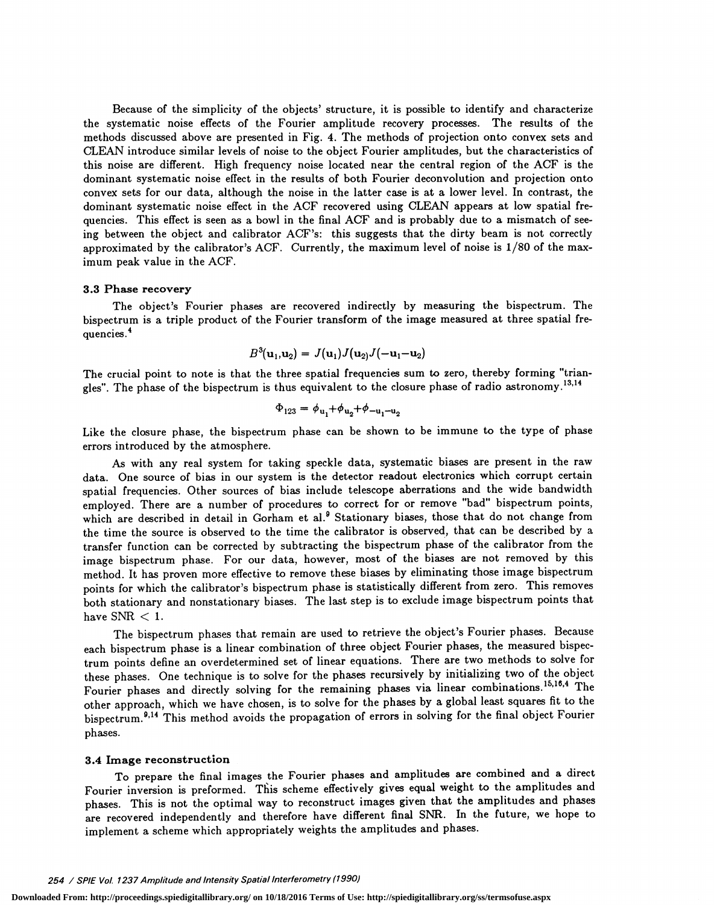Because of the simplicity of the objects' structure, it is possible to identify and characterize the systematic noise effects of the Fourier amplitude recovery processes. The results of the methods discussed above are presented in Fig. 4. The methods of projection onto convex sets and CLEAN introduce similar levels of noise to the object Fourier amplitudes, but the characteristics of this noise are different. High frequency noise located near the central region of the ACF is the dominant systematic noise effect in the results of both Fourier deconvolution and projection onto convex sets for our data, although the noise in the latter case is at a lower level. In contrast, the dominant systematic noise effect in the ACF recovered using CLEAN appears at low spatial frequencies. This effect is seen as a bowl in the final ACF and is probably due to a mismatch of seeing between the object and calibrator ACF's: this suggests that the dirty beam is not correctly approximated by the calibrator's ACF. Currently, the maximum level of noise is 1/80 of the maximum peak value in the ACF.

### 3.3 Phase recovery

The object's Fourier phases are recovered indirectly by measuring the bispectrum. The bispectrum is a triple product of the Fourier transform of the image measured at three spatial frequencies.[4]

$$B^3(\mathbf{u}_1,\mathbf{u}_2) = J(\mathbf{u}_1)J(\mathbf{u}_2)J(-\mathbf{u}_1-\mathbf{u}_2)$$

The crucial point to note is that the three spatial frequencies sum to zero, thereby forming "triangles". The phase of the bispectrum is thus equivalent to the closure phase of radio astronomy.[13,14]

$$\Phi_{123} = \phi_{\mathbf{u}_1}+\phi_{\mathbf{u}_2}+\phi_{-\mathbf{u}_1-\mathbf{u}_2}$$

Like the closure phase, the bispectrum phase can be shown to be immune to the type of phase errors introduced by the atmosphere.

As with any real system for taking speckle data, systematic biases are present in the raw data. One source of bias in our system is the detector readout electronics which corrupt certain spatial frequencies. Other sources of bias include telescope aberrations and the wide bandwidth employed. There are a number of procedures to correct for or remove "bad" bispectrum points, which are described in detail in Gorham et al.[9] Stationary biases, those that do not change from the time the source is observed to the time the calibrator is observed, that can be described by a transfer function can be corrected by subtracting the bispectrum phase of the calibrator from the image bispectrum phase. For our data, however, most of the biases are not removed by this method. It has proven more effective to remove these biases by eliminating those image bispectrum points for which the calibrator's bispectrum phase is statistically different from zero. This removes both stationary and nonstationary biases. The last step is to exclude image bispectrum points that have SNR $< 1$.

The bispectrum phases that remain are used to retrieve the object's Fourier phases. Because each bispectrum phase is a linear combination of three object Fourier phases, the measured bispectrum points define an overdetermined set of linear equations. There are two methods to solve for these phases. One technique is to solve for the phases recursively by initializing two of the object Fourier phases and directly solving for the remaining phases via linear combinations.[15,16,4] The other approach, which we have chosen, is to solve for the phases by a global least squares fit to the bispectrum.[9,14] This method avoids the propagation of errors in solving for the final object Fourier phases.

### 3.4 Image reconstruction

To prepare the final images the Fourier phases and amplitudes are combined and a direct Fourier inversion is preformed. This scheme effectively gives equal weight to the amplitudes and phases. This is not the optimal way to reconstruct images given that the amplitudes and phases are recovered independently and therefore have different final SNR. In the future, we hope to implement a scheme which appropriately weights the amplitudes and phases.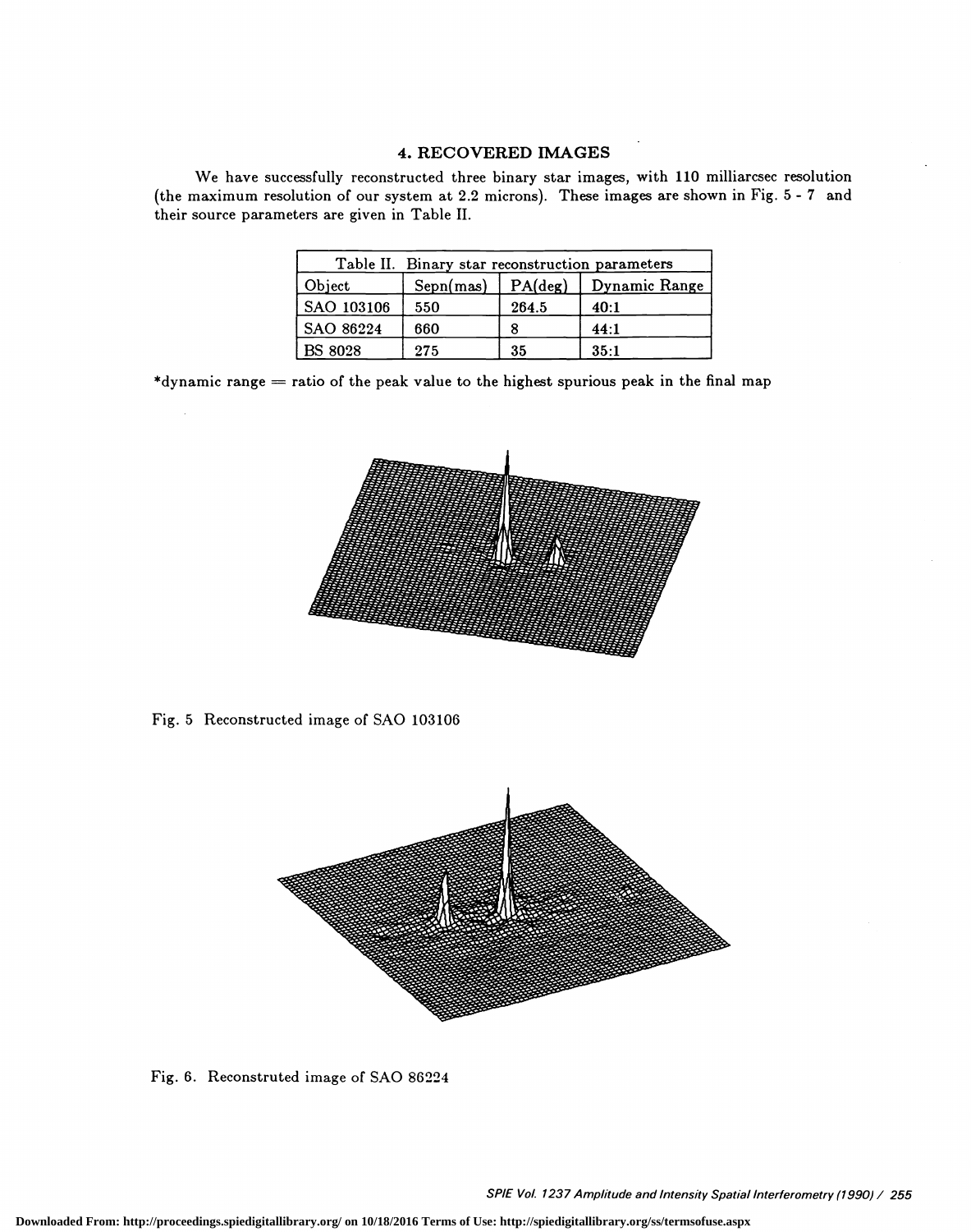## 4. RECOVERED IMAGES

We have successfully reconstructed three binary star images, with 110 milliarcsec resolution (the maximum resolution of our system at 2.2 microns). These images are shown in Fig. 5 - 7 and their source parameters are given in Table II.

| Table II. Binary star reconstruction parameters | | | |
|---|---|---|---|
| Object | Sepn(mas) | PA(deg) | Dynamic Range |
| SAO 103106 | 550 | 264.5 | 40:1 |
| SAO 86224 | 660 | 8 | 44:1 |
| BS 8028 | 275 | 35 | 35:1 |

*dynamic range = ratio of the peak value to the highest spurious peak in the final map

Fig. 5 Reconstructed image of SAO 103106

Fig. 6. Reconstruted image of SAO 86224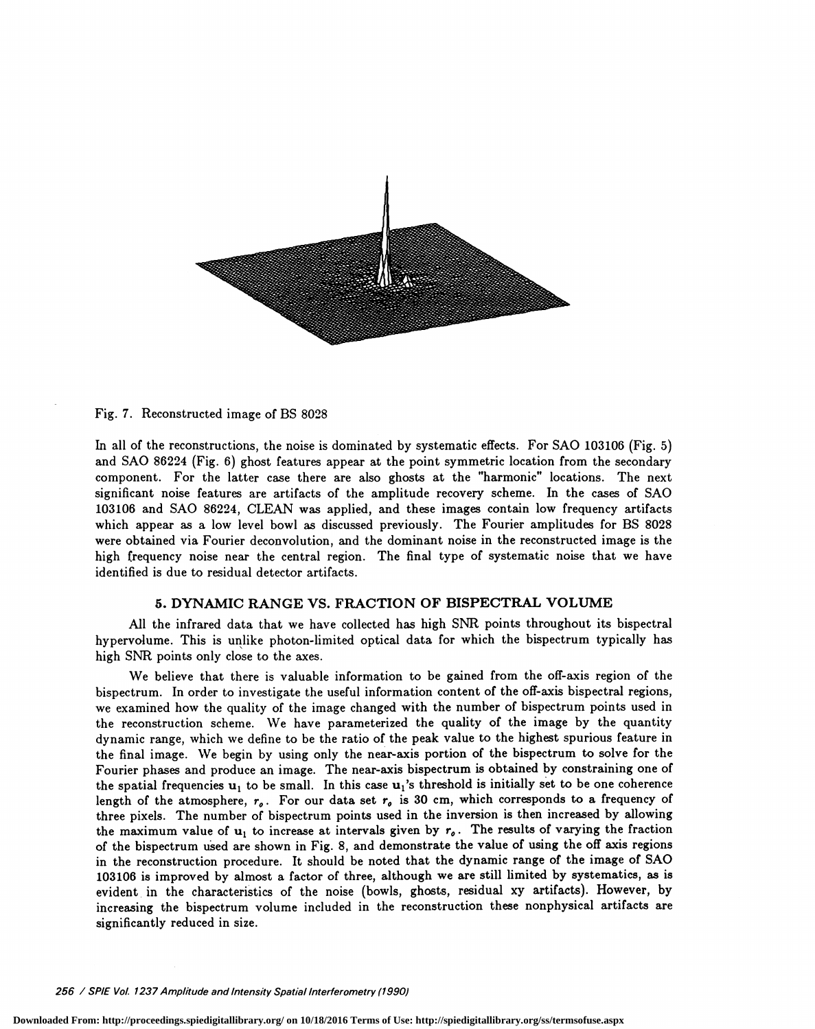Fig. 7. Reconstructed image of BS 8028

In all of the reconstructions, the noise is dominated by systematic effects. For SAO 103106 (Fig. 5) and SAO 86224 (Fig. 6) ghost features appear at the point symmetric location from the secondary component. For the latter case there are also ghosts at the "harmonic" locations. The next significant noise features are artifacts of the amplitude recovery scheme. In the cases of SAO 103106 and SAO 86224, CLEAN was applied, and these images contain low frequency artifacts which appear as a low level bowl as discussed previously. The Fourier amplitudes for BS 8028 were obtained via Fourier deconvolution, and the dominant noise in the reconstructed image is the high frequency noise near the central region. The final type of systematic noise that we have identified is due to residual detector artifacts.

## 5. DYNAMIC RANGE VS. FRACTION OF BISPECTRAL VOLUME

All the infrared data that we have collected has high SNR points throughout its bispectral hypervolume. This is unlike photon-limited optical data for which the bispectrum typically has high SNR points only close to the axes.

We believe that there is valuable information to be gained from the off-axis region of the bispectrum. In order to investigate the useful information content of the off-axis bispectral regions, we examined how the quality of the image changed with the number of bispectrum points used in the reconstruction scheme. We have parameterized the quality of the image by the quantity dynamic range, which we define to be the ratio of the peak value to the highest spurious feature in the final image. We begin by using only the near-axis portion of the bispectrum to solve for the Fourier phases and produce an image. The near-axis bispectrum is obtained by constraining one of the spatial frequencies $\mathbf{u}_1$ to be small. In this case $\mathbf{u}_1$'s threshold is initially set to be one coherence length of the atmosphere, $r_o$. For our data set $r_o$ is 30 cm, which corresponds to a frequency of three pixels. The number of bispectrum points used in the inversion is then increased by allowing the maximum value of $\mathbf{u}_1$ to increase at intervals given by $r_o$. The results of varying the fraction of the bispectrum used are shown in Fig. 8, and demonstrate the value of using the off axis regions in the reconstruction procedure. It should be noted that the dynamic range of the image of SAO 103106 is improved by almost a factor of three, although we are still limited by systematics, as is evident in the characteristics of the noise (bowls, ghosts, residual xy artifacts). However, by increasing the bispectrum volume included in the reconstruction these nonphysical artifacts are significantly reduced in size.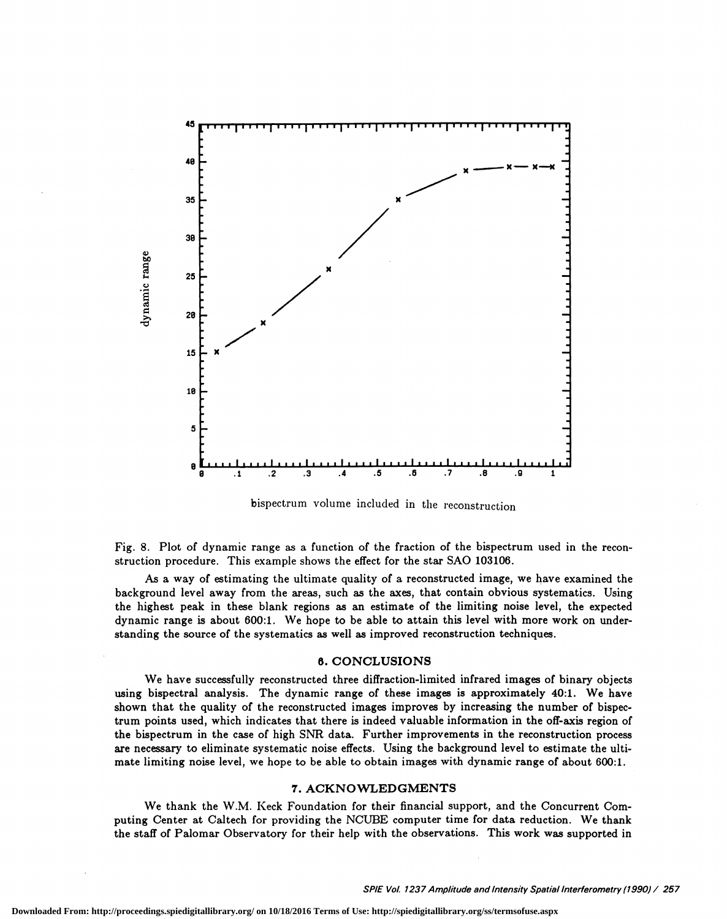Fig. 8. Plot of dynamic range as a function of the fraction of the bispectrum used in the reconstruction procedure. This example shows the effect for the star SAO 103106.

As a way of estimating the ultimate quality of a reconstructed image, we have examined the background level away from the areas, such as the axes, that contain obvious systematics. Using the highest peak in these blank regions as an estimate of the limiting noise level, the expected dynamic range is about 600:1. We hope to be able to attain this level with more work on understanding the source of the systematics as well as improved reconstruction techniques.

## 6. CONCLUSIONS

We have successfully reconstructed three diffraction-limited infrared images of binary objects using bispectral analysis. The dynamic range of these images is approximately 40:1. We have shown that the quality of the reconstructed images improves by increasing the number of bispectrum points used, which indicates that there is indeed valuable information in the off-axis region of the bispectrum in the case of high SNR data. Further improvements in the reconstruction process are necessary to eliminate systematic noise effects. Using the background level to estimate the ultimate limiting noise level, we hope to be able to obtain images with dynamic range of about 600:1.

## 7. ACKNOWLEDGMENTS

We thank the W.M. Keck Foundation for their financial support, and the Concurrent Computing Center at Caltech for providing the NCUBE computer time for data reduction. We thank the staff of Palomar Observatory for their help with the observations. This work was supported in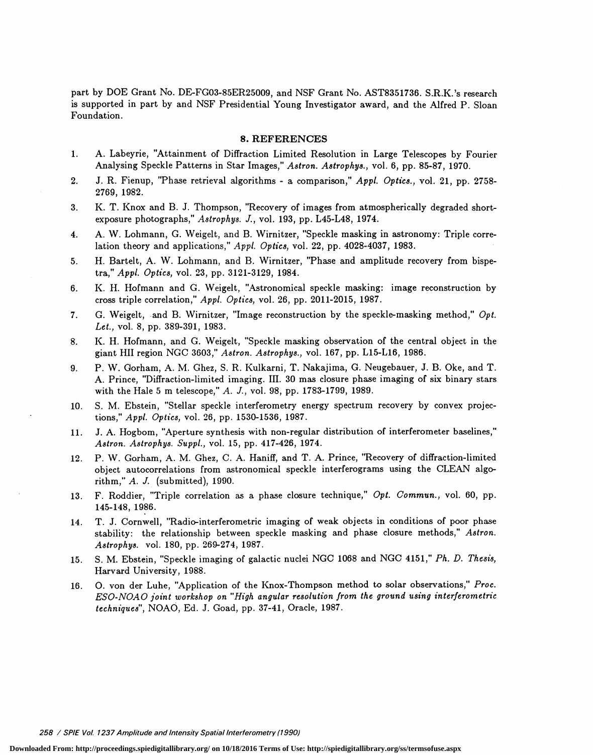part by DOE Grant No. DE-FG03-85ER25009, and NSF Grant No. AST8351736. S.R.K.'s research is supported in part by and NSF Presidential Young Investigator award, and the Alfred P. Sloan Foundation.

## 8. REFERENCES

1. A. Labeyrie, "Attainment of Diffraction Limited Resolution in Large Telescopes by Fourier Analysing Speckle Patterns in Star Images," *Astron. Astrophys.*, vol. 6, pp. 85-87, 1970.
2. J. R. Fienup, "Phase retrieval algorithms - a comparison," *Appl. Optics.*, vol. 21, pp. 2758-2769, 1982.
3. K. T. Knox and B. J. Thompson, "Recovery of images from atmospherically degraded short-exposure photographs," *Astrophys. J.*, vol. 193, pp. L45-L48, 1974.
4. A. W. Lohmann, G. Weigelt, and B. Wirnitzer, "Speckle masking in astronomy: Triple correlation theory and applications," *Appl. Optics*, vol. 22, pp. 4028-4037, 1983.
5. H. Bartelt, A. W. Lohmann, and B. Wirnitzer, "Phase and amplitude recovery from bispectra," *Appl. Optics*, vol. 23, pp. 3121-3129, 1984.
6. K. H. Hofmann and G. Weigelt, "Astronomical speckle masking: image reconstruction by cross triple correlation," *Appl. Optics*, vol. 26, pp. 2011-2015, 1987.
7. G. Weigelt, and B. Wirnitzer, "Image reconstruction by the speckle-masking method," *Opt. Let.*, vol. 8, pp. 389-391, 1983.
8. K. H. Hofmann, and G. Weigelt, "Speckle masking observation of the central object in the giant HII region NGC 3603," *Astron. Astrophys.*, vol. 167, pp. L15-L16, 1986.
9. P. W. Gorham, A. M. Ghez, S. R. Kulkarni, T. Nakajima, G. Neugebauer, J. B. Oke, and T. A. Prince, "Diffraction-limited imaging. III. 30 mas closure phase imaging of six binary stars with the Hale 5 m telescope," *A. J.*, vol. 98, pp. 1783-1799, 1989.
10. S. M. Ebstein, "Stellar speckle interferometry energy spectrum recovery by convex projections," *Appl. Optics*, vol. 26, pp. 1530-1536, 1987.
11. J. A. Hogbom, "Aperture synthesis with non-regular distribution of interferometer baselines," *Astron. Astrophys. Suppl.*, vol. 15, pp. 417-426, 1974.
12. P. W. Gorham, A. M. Ghez, C. A. Haniff, and T. A. Prince, "Recovery of diffraction-limited object autocorrelations from astronomical speckle interferograms using the CLEAN algorithm," *A. J.* (submitted), 1990.
13. F. Roddier, "Triple correlation as a phase closure technique," *Opt. Commun.*, vol. 60, pp. 145-148, 1986.
14. T. J. Cornwell, "Radio-interferometric imaging of weak objects in conditions of poor phase stability: the relationship between speckle masking and phase closure methods," *Astron. Astrophys.* vol. 180, pp. 269-274, 1987.
15. S. M. Ebstein, "Speckle imaging of galactic nuclei NGC 1068 and NGC 4151," *Ph. D. Thesis*, Harvard University, 1988.
16. O. von der Luhe, "Application of the Knox-Thompson method to solar observations," *Proc. ESO-NOAO joint workshop on "High angular resolution from the ground using interferometric techniques"*, NOAO, Ed. J. Goad, pp. 37-41, Oracle, 1987.